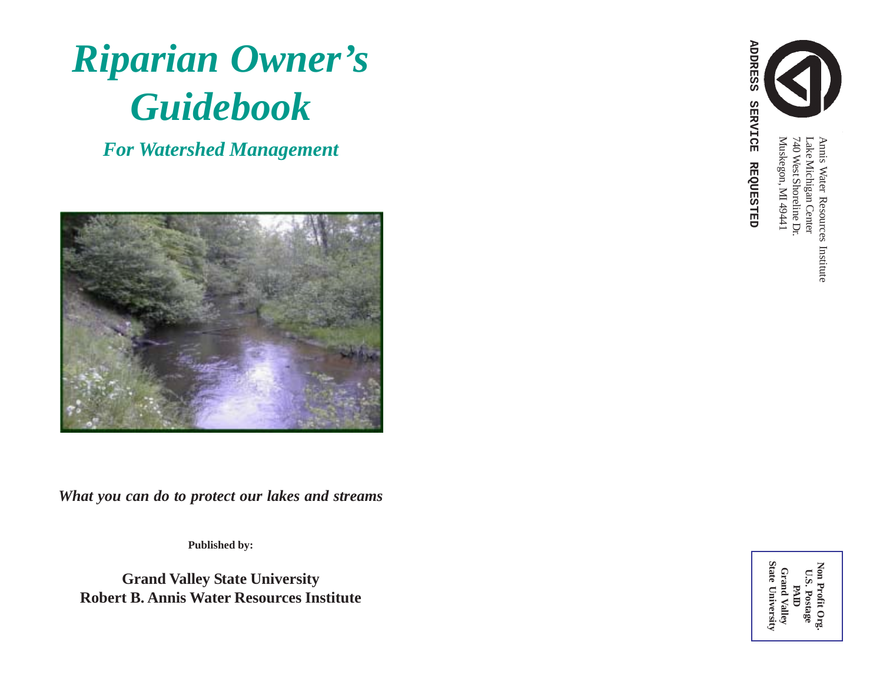# *Riparian Owner's Guidebook*

## *For Watershed Management*

***What you can do to protect our lakes and streams***

**Published by:**

**Grand Valley State University**
**Robert B. Annis Water Resources Institute**

Annis Water Resources Institute
Lake Michigan Center
740 West Shoreline Dr.
Muskegon, MI 49441

**ADDRESS SERVICE REQUESTED**

**Non Profit Org.**
**U.S. Postage**
**PAID**
**Grand Valley**
**State University**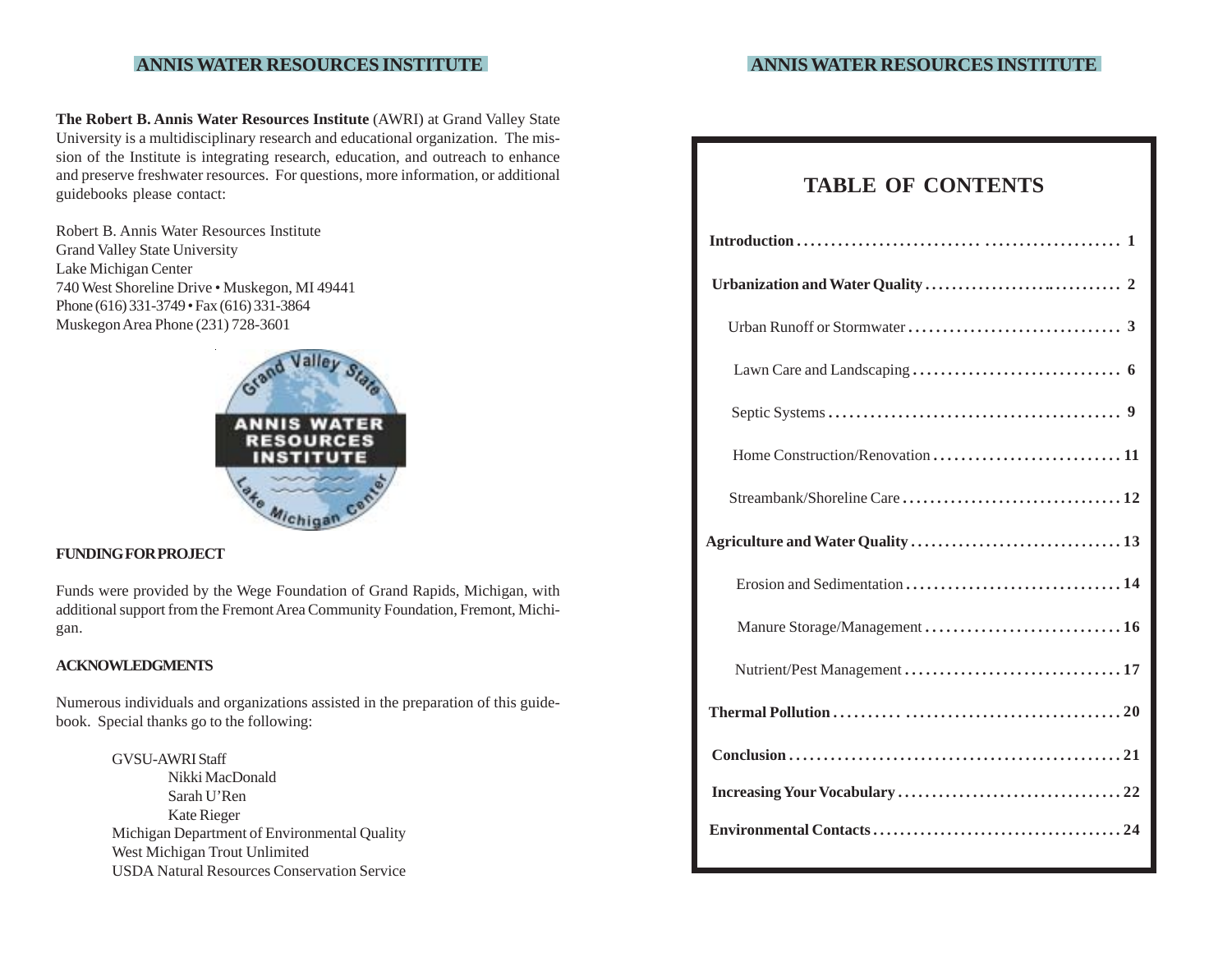**The Robert B. Annis Water Resources Institute** (AWRI) at Grand Valley State University is a multidisciplinary research and educational organization. The mission of the Institute is integrating research, education, and outreach to enhance and preserve freshwater resources. For questions, more information, or additional guidebooks please contact:

Robert B. Annis Water Resources Institute
Grand Valley State University
Lake Michigan Center
740 West Shoreline Drive • Muskegon, MI 49441
Phone (616) 331-3749 • Fax (616) 331-3864
Muskegon Area Phone (231) 728-3601

Grand Valley State
ANNIS WATER RESOURCES INSTITUTE
Lake Michigan Center

**FUNDING FOR PROJECT**

Funds were provided by the Wege Foundation of Grand Rapids, Michigan, with additional support from the Fremont Area Community Foundation, Fremont, Michigan.

**ACKNOWLEDGMENTS**

Numerous individuals and organizations assisted in the preparation of this guidebook. Special thanks go to the following:

- GVSU-AWRI Staff
  - Nikki MacDonald
  - Sarah U'Ren
  - Kate Rieger
- Michigan Department of Environmental Quality
- West Michigan Trout Unlimited
- USDA Natural Resources Conservation Service

# TABLE OF CONTENTS

- **Introduction** .......... 1
- **Urbanization and Water Quality** .......... 2
  - Urban Runoff or Stormwater .......... 3
  - Lawn Care and Landscaping .......... 6
  - Septic Systems .......... 9
  - Home Construction/Renovation .......... 11
  - Streambank/Shoreline Care .......... 12
- **Agriculture and Water Quality** .......... 13
  - Erosion and Sedimentation .......... 14
  - Manure Storage/Management .......... 16
  - Nutrient/Pest Management .......... 17
- **Thermal Pollution** .......... 20
- **Conclusion** .......... 21
- **Increasing Your Vocabulary** .......... 22
- **Environmental Contacts** .......... 24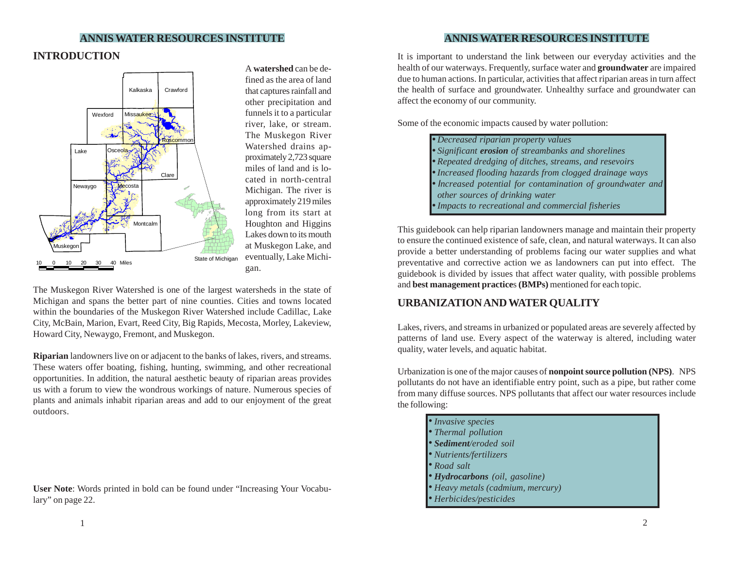## INTRODUCTION

A **watershed** can be defined as the area of land that captures rainfall and other precipitation and funnels it to a particular river, lake, or stream. The Muskegon River Watershed drains approximately 2,723 square miles of land and is located in north-central Michigan. The river is approximately 219 miles long from its start at Houghton and Higgins Lakes down to its mouth at Muskegon Lake, and eventually, Lake Michigan.

The Muskegon River Watershed is one of the largest watersheds in the state of Michigan and spans the better part of nine counties. Cities and towns located within the boundaries of the Muskegon River Watershed include Cadillac, Lake City, McBain, Marion, Evart, Reed City, Big Rapids, Mecosta, Morley, Lakeview, Howard City, Newaygo, Fremont, and Muskegon.

**Riparian** landowners live on or adjacent to the banks of lakes, rivers, and streams. These waters offer boating, fishing, hunting, swimming, and other recreational opportunities. In addition, the natural aesthetic beauty of riparian areas provides us with a forum to view the wondrous workings of nature. Numerous species of plants and animals inhabit riparian areas and add to our enjoyment of the great outdoors.

**User Note**: Words printed in bold can be found under "Increasing Your Vocabulary" on page 22.

It is important to understand the link between our everyday activities and the health of our waterways. Frequently, surface water and **groundwater** are impaired due to human actions. In particular, activities that affect riparian areas in turn affect the health of surface and groundwater. Unhealthy surface and groundwater can affect the economy of our community.

Some of the economic impacts caused by water pollution:

- *Decreased riparian property values*
- *Significant **erosion** of streambanks and shorelines*
- *Repeated dredging of ditches, streams, and resevoirs*
- *Increased flooding hazards from clogged drainage ways*
- *Increased potential for contamination of groundwater and other sources of drinking water*
- *Impacts to recreational and commercial fisheries*

This guidebook can help riparian landowners manage and maintain their property to ensure the continued existence of safe, clean, and natural waterways. It can also provide a better understanding of problems facing our water supplies and what preventative and corrective action we as landowners can put into effect. The guidebook is divided by issues that affect water quality, with possible problems and **best management practice**s **(BMPs)** mentioned for each topic.

## URBANIZATION AND WATER QUALITY

Lakes, rivers, and streams in urbanized or populated areas are severely affected by patterns of land use. Every aspect of the waterway is altered, including water quality, water levels, and aquatic habitat.

Urbanization is one of the major causes of **nonpoint source pollution (NPS)**. NPS pollutants do not have an identifiable entry point, such as a pipe, but rather come from many diffuse sources. NPS pollutants that affect our water resources include the following:

- *Invasive species*
- *Thermal pollution*
- ***Sediment**/eroded soil*
- *Nutrients/fertilizers*
- *Road salt*
- ***Hydrocarbons** (oil, gasoline)*
- *Heavy metals (cadmium, mercury)*
- *Herbicides/pesticides*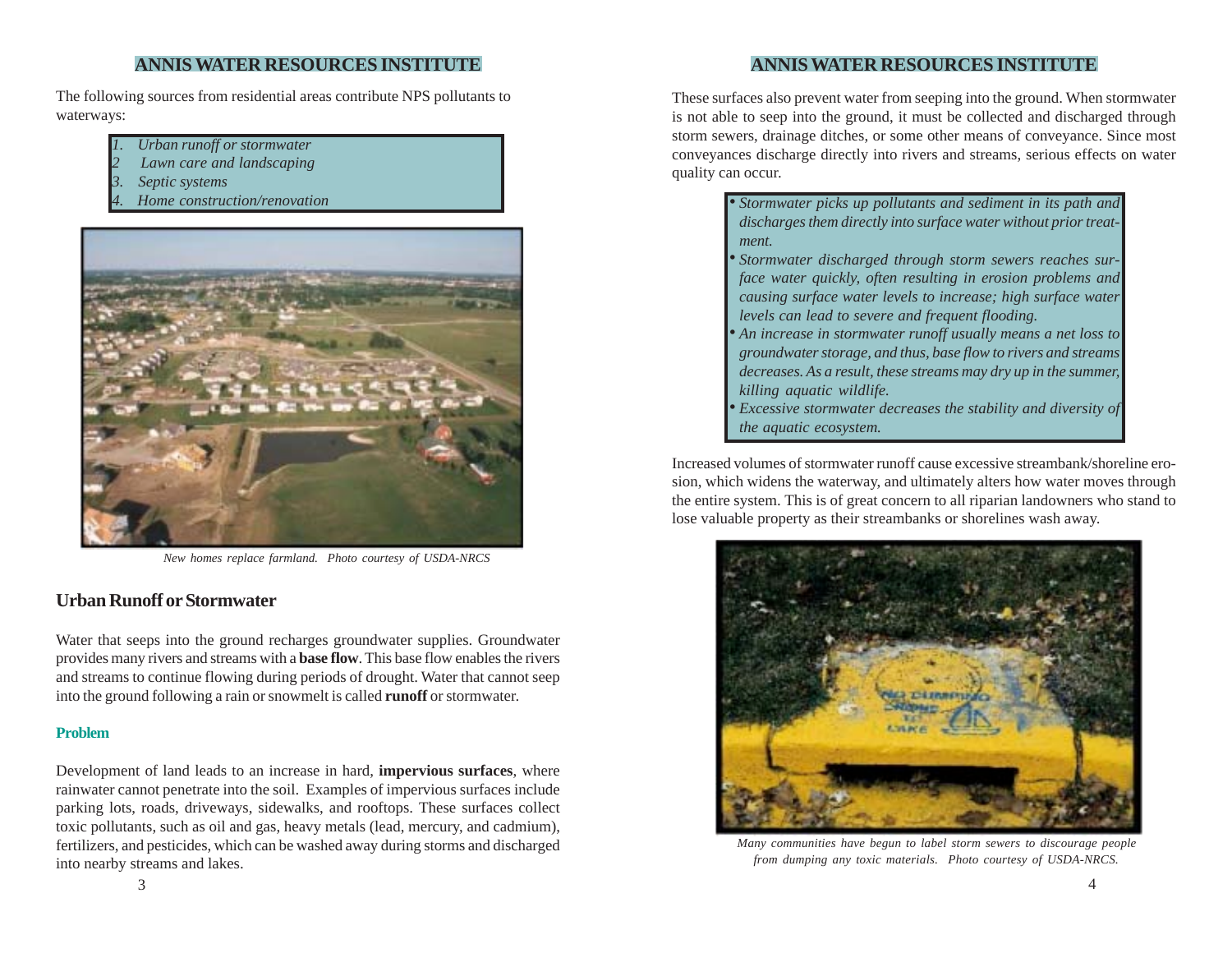The following sources from residential areas contribute NPS pollutants to waterways:

1. *Urban runoff or stormwater*
2. *Lawn care and landscaping*
3. *Septic systems*
4. *Home construction/renovation*

*New homes replace farmland. Photo courtesy of USDA-NRCS*

## Urban Runoff or Stormwater

Water that seeps into the ground recharges groundwater supplies. Groundwater provides many rivers and streams with a **base flow**. This base flow enables the rivers and streams to continue flowing during periods of drought. Water that cannot seep into the ground following a rain or snowmelt is called **runoff** or stormwater.

### Problem

Development of land leads to an increase in hard, **impervious surfaces**, where rainwater cannot penetrate into the soil. Examples of impervious surfaces include parking lots, roads, driveways, sidewalks, and rooftops. These surfaces collect toxic pollutants, such as oil and gas, heavy metals (lead, mercury, and cadmium), fertilizers, and pesticides, which can be washed away during storms and discharged into nearby streams and lakes.

These surfaces also prevent water from seeping into the ground. When stormwater is not able to seep into the ground, it must be collected and discharged through storm sewers, drainage ditches, or some other means of conveyance. Since most conveyances discharge directly into rivers and streams, serious effects on water quality can occur.

- *Stormwater picks up pollutants and sediment in its path and discharges them directly into surface water without prior treatment.*
- *Stormwater discharged through storm sewers reaches surface water quickly, often resulting in erosion problems and causing surface water levels to increase; high surface water levels can lead to severe and frequent flooding.*
- *An increase in stormwater runoff usually means a net loss to groundwater storage, and thus, base flow to rivers and streams decreases. As a result, these streams may dry up in the summer, killing aquatic wildlife.*
- *Excessive stormwater decreases the stability and diversity of the aquatic ecosystem.*

Increased volumes of stormwater runoff cause excessive streambank/shoreline erosion, which widens the waterway, and ultimately alters how water moves through the entire system. This is of great concern to all riparian landowners who stand to lose valuable property as their streambanks or shorelines wash away.

*Many communities have begun to label storm sewers to discourage people from dumping any toxic materials. Photo courtesy of USDA-NRCS.*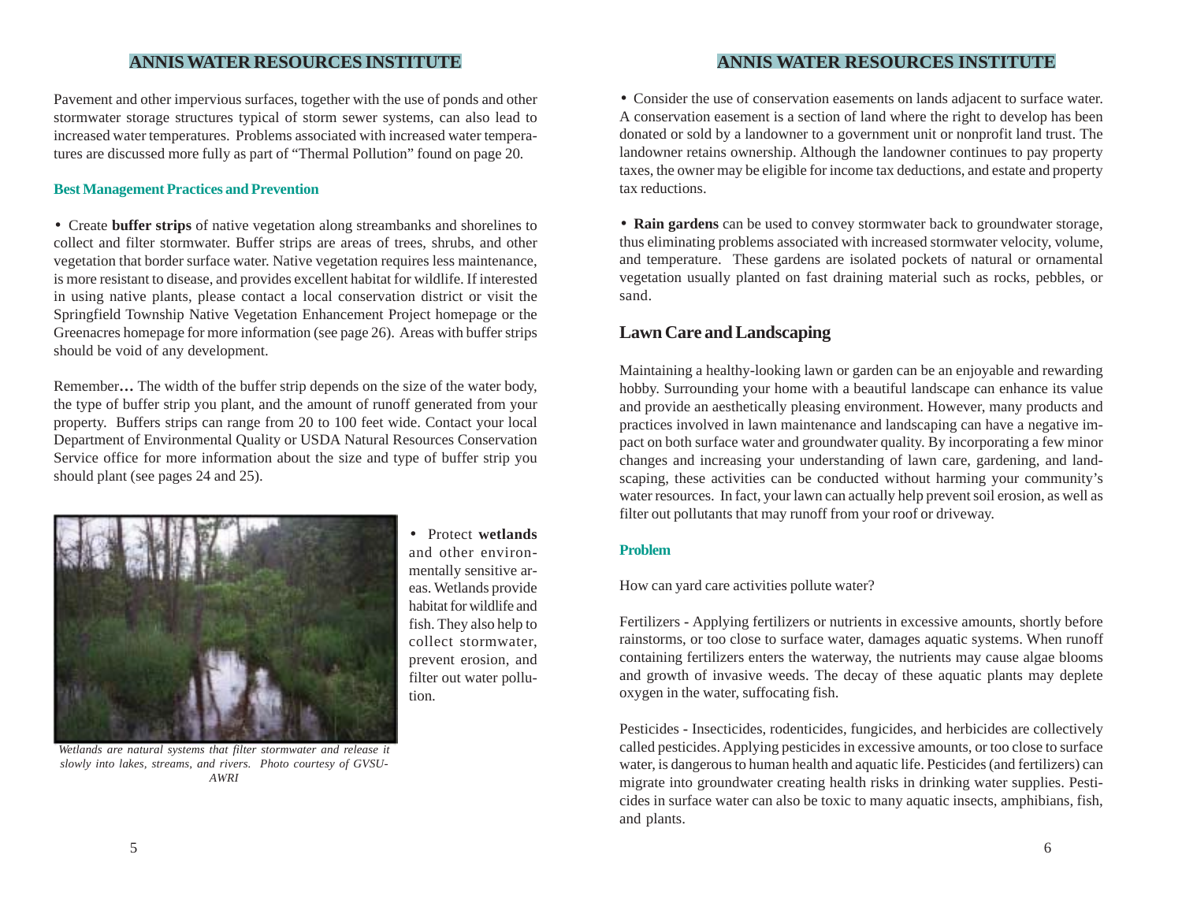Pavement and other impervious surfaces, together with the use of ponds and other stormwater storage structures typical of storm sewer systems, can also lead to increased water temperatures. Problems associated with increased water temperatures are discussed more fully as part of "Thermal Pollution" found on page 20.

### Best Management Practices and Prevention

• Create **buffer strips** of native vegetation along streambanks and shorelines to collect and filter stormwater. Buffer strips are areas of trees, shrubs, and other vegetation that border surface water. Native vegetation requires less maintenance, is more resistant to disease, and provides excellent habitat for wildlife. If interested in using native plants, please contact a local conservation district or visit the Springfield Township Native Vegetation Enhancement Project homepage or the Greenacres homepage for more information (see page 26). Areas with buffer strips should be void of any development.

Remember**…** The width of the buffer strip depends on the size of the water body, the type of buffer strip you plant, and the amount of runoff generated from your property. Buffers strips can range from 20 to 100 feet wide. Contact your local Department of Environmental Quality or USDA Natural Resources Conservation Service office for more information about the size and type of buffer strip you should plant (see pages 24 and 25).

• Protect **wetlands** and other environmentally sensitive areas. Wetlands provide habitat for wildlife and fish. They also help to collect stormwater, prevent erosion, and filter out water pollution.

*Wetlands are natural systems that filter stormwater and release it slowly into lakes, streams, and rivers. Photo courtesy of GVSU-AWRI*

• Consider the use of conservation easements on lands adjacent to surface water. A conservation easement is a section of land where the right to develop has been donated or sold by a landowner to a government unit or nonprofit land trust. The landowner retains ownership. Although the landowner continues to pay property taxes, the owner may be eligible for income tax deductions, and estate and property tax reductions.

• **Rain gardens** can be used to convey stormwater back to groundwater storage, thus eliminating problems associated with increased stormwater velocity, volume, and temperature. These gardens are isolated pockets of natural or ornamental vegetation usually planted on fast draining material such as rocks, pebbles, or sand.

## Lawn Care and Landscaping

Maintaining a healthy-looking lawn or garden can be an enjoyable and rewarding hobby. Surrounding your home with a beautiful landscape can enhance its value and provide an aesthetically pleasing environment. However, many products and practices involved in lawn maintenance and landscaping can have a negative impact on both surface water and groundwater quality. By incorporating a few minor changes and increasing your understanding of lawn care, gardening, and landscaping, these activities can be conducted without harming your community's water resources. In fact, your lawn can actually help prevent soil erosion, as well as filter out pollutants that may runoff from your roof or driveway.

### Problem

How can yard care activities pollute water?

Fertilizers - Applying fertilizers or nutrients in excessive amounts, shortly before rainstorms, or too close to surface water, damages aquatic systems. When runoff containing fertilizers enters the waterway, the nutrients may cause algae blooms and growth of invasive weeds. The decay of these aquatic plants may deplete oxygen in the water, suffocating fish.

Pesticides - Insecticides, rodenticides, fungicides, and herbicides are collectively called pesticides. Applying pesticides in excessive amounts, or too close to surface water, is dangerous to human health and aquatic life. Pesticides (and fertilizers) can migrate into groundwater creating health risks in drinking water supplies. Pesticides in surface water can also be toxic to many aquatic insects, amphibians, fish, and plants.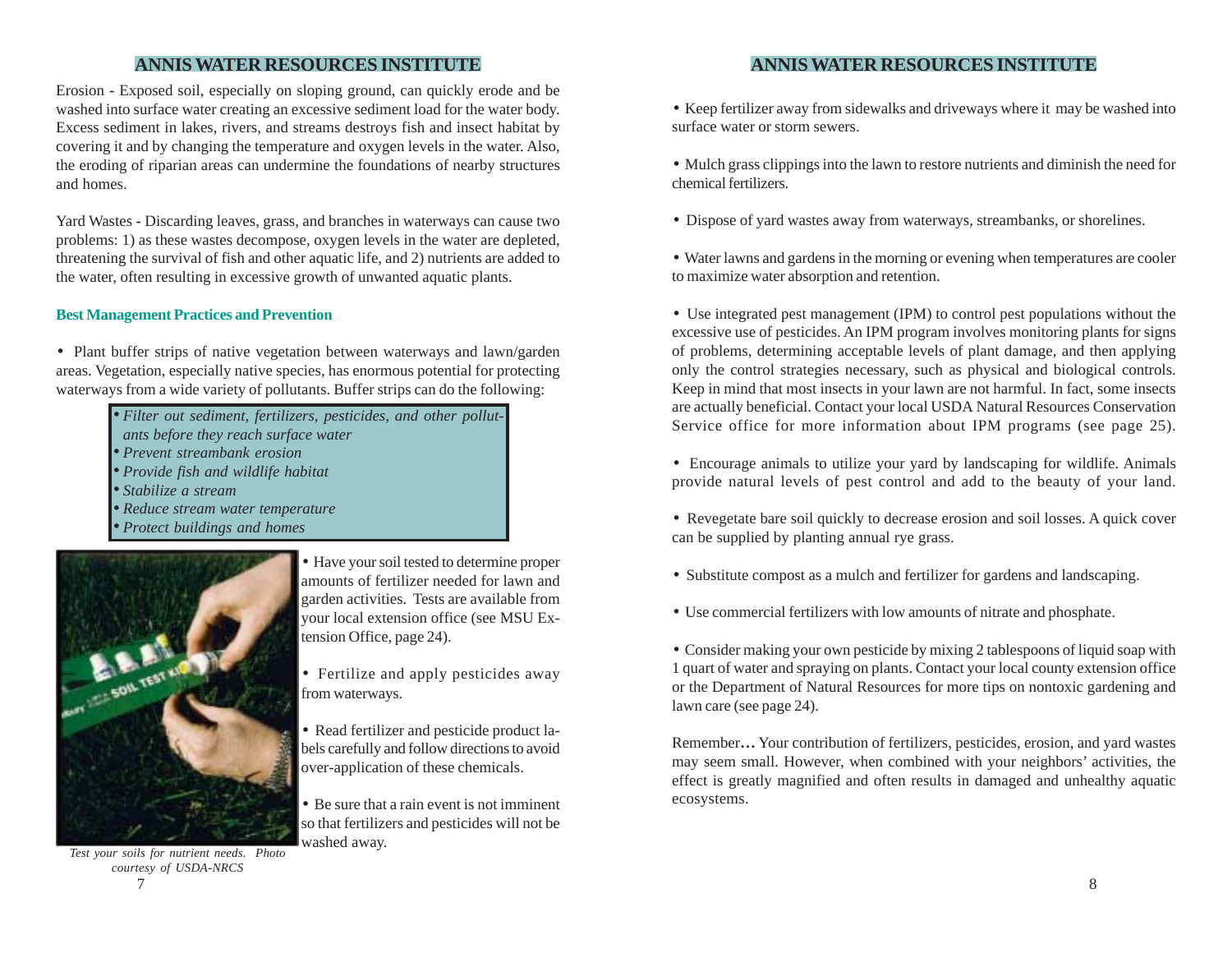Erosion - Exposed soil, especially on sloping ground, can quickly erode and be washed into surface water creating an excessive sediment load for the water body. Excess sediment in lakes, rivers, and streams destroys fish and insect habitat by covering it and by changing the temperature and oxygen levels in the water. Also, the eroding of riparian areas can undermine the foundations of nearby structures and homes.

Yard Wastes - Discarding leaves, grass, and branches in waterways can cause two problems: 1) as these wastes decompose, oxygen levels in the water are depleted, threatening the survival of fish and other aquatic life, and 2) nutrients are added to the water, often resulting in excessive growth of unwanted aquatic plants.

### Best Management Practices and Prevention

- Plant buffer strips of native vegetation between waterways and lawn/garden areas. Vegetation, especially native species, has enormous potential for protecting waterways from a wide variety of pollutants. Buffer strips can do the following:

> - *Filter out sediment, fertilizers, pesticides, and other pollutants before they reach surface water*
> - *Prevent streambank erosion*
> - *Provide fish and wildlife habitat*
> - *Stabilize a stream*
> - *Reduce stream water temperature*
> - *Protect buildings and homes*

*Test your soils for nutrient needs. Photo courtesy of USDA-NRCS*

- Have your soil tested to determine proper amounts of fertilizer needed for lawn and garden activities. Tests are available from your local extension office (see MSU Extension Office, page 24).

- Fertilize and apply pesticides away from waterways.

- Read fertilizer and pesticide product labels carefully and follow directions to avoid over-application of these chemicals.

- Be sure that a rain event is not imminent so that fertilizers and pesticides will not be washed away.

- Keep fertilizer away from sidewalks and driveways where it may be washed into surface water or storm sewers.

- Mulch grass clippings into the lawn to restore nutrients and diminish the need for chemical fertilizers.

- Dispose of yard wastes away from waterways, streambanks, or shorelines.

- Water lawns and gardens in the morning or evening when temperatures are cooler to maximize water absorption and retention.

- Use integrated pest management (IPM) to control pest populations without the excessive use of pesticides. An IPM program involves monitoring plants for signs of problems, determining acceptable levels of plant damage, and then applying only the control strategies necessary, such as physical and biological controls. Keep in mind that most insects in your lawn are not harmful. In fact, some insects are actually beneficial. Contact your local USDA Natural Resources Conservation Service office for more information about IPM programs (see page 25).

- Encourage animals to utilize your yard by landscaping for wildlife. Animals provide natural levels of pest control and add to the beauty of your land.

- Revegetate bare soil quickly to decrease erosion and soil losses. A quick cover can be supplied by planting annual rye grass.

- Substitute compost as a mulch and fertilizer for gardens and landscaping.

- Use commercial fertilizers with low amounts of nitrate and phosphate.

- Consider making your own pesticide by mixing 2 tablespoons of liquid soap with 1 quart of water and spraying on plants. Contact your local county extension office or the Department of Natural Resources for more tips on nontoxic gardening and lawn care (see page 24).

Remember**…** Your contribution of fertilizers, pesticides, erosion, and yard wastes may seem small. However, when combined with your neighbors' activities, the effect is greatly magnified and often results in damaged and unhealthy aquatic ecosystems.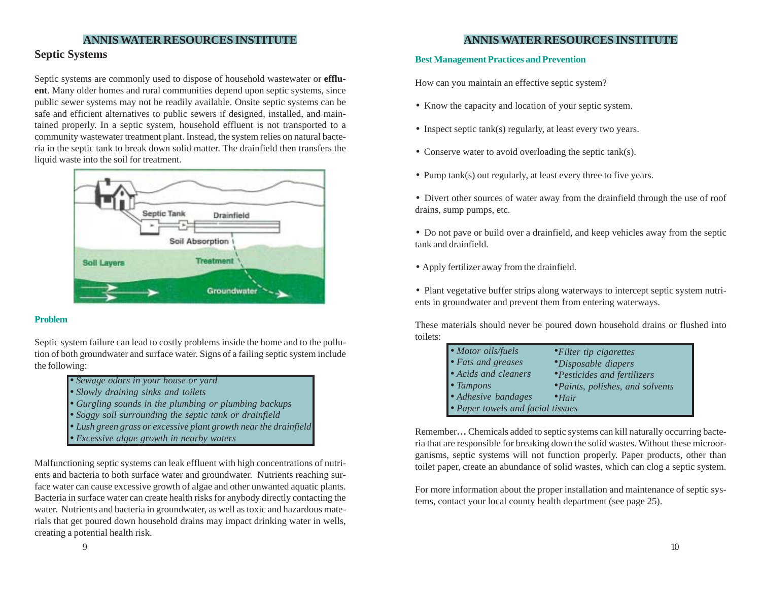## Septic Systems

Septic systems are commonly used to dispose of household wastewater or **effluent**. Many older homes and rural communities depend upon septic systems, since public sewer systems may not be readily available. Onsite septic systems can be safe and efficient alternatives to public sewers if designed, installed, and maintained properly. In a septic system, household effluent is not transported to a community wastewater treatment plant. Instead, the system relies on natural bacteria in the septic tank to break down solid matter. The drainfield then transfers the liquid waste into the soil for treatment.

### Problem

Septic system failure can lead to costly problems inside the home and to the pollution of both groundwater and surface water. Signs of a failing septic system include the following:

- *Sewage odors in your house or yard*
- *Slowly draining sinks and toilets*
- *Gurgling sounds in the plumbing or plumbing backups*
- *Soggy soil surrounding the septic tank or drainfield*
- *Lush green grass or excessive plant growth near the drainfield*
- *Excessive algae growth in nearby waters*

Malfunctioning septic systems can leak effluent with high concentrations of nutrients and bacteria to both surface water and groundwater. Nutrients reaching surface water can cause excessive growth of algae and other unwanted aquatic plants. Bacteria in surface water can create health risks for anybody directly contacting the water. Nutrients and bacteria in groundwater, as well as toxic and hazardous materials that get poured down household drains may impact drinking water in wells, creating a potential health risk.

### Best Management Practices and Prevention

How can you maintain an effective septic system?

- Know the capacity and location of your septic system.
- Inspect septic tank(s) regularly, at least every two years.
- Conserve water to avoid overloading the septic tank(s).
- Pump tank(s) out regularly, at least every three to five years.
- Divert other sources of water away from the drainfield through the use of roof drains, sump pumps, etc.
- Do not pave or build over a drainfield, and keep vehicles away from the septic tank and drainfield.
- Apply fertilizer away from the drainfield.
- Plant vegetative buffer strips along waterways to intercept septic system nutrients in groundwater and prevent them from entering waterways.

These materials should never be poured down household drains or flushed into toilets:

- *Motor oils/fuels*
- *Fats and greases*
- *Acids and cleaners*
- *Tampons*
- *Adhesive bandages*
- *Paper towels and facial tissues*
- *Filter tip cigarettes*
- *Disposable diapers*
- *Pesticides and fertilizers*
- *Paints, polishes, and solvents*
- *Hair*

Remember**…** Chemicals added to septic systems can kill naturally occurring bacteria that are responsible for breaking down the solid wastes. Without these microorganisms, septic systems will not function properly. Paper products, other than toilet paper, create an abundance of solid wastes, which can clog a septic system.

For more information about the proper installation and maintenance of septic systems, contact your local county health department (see page 25).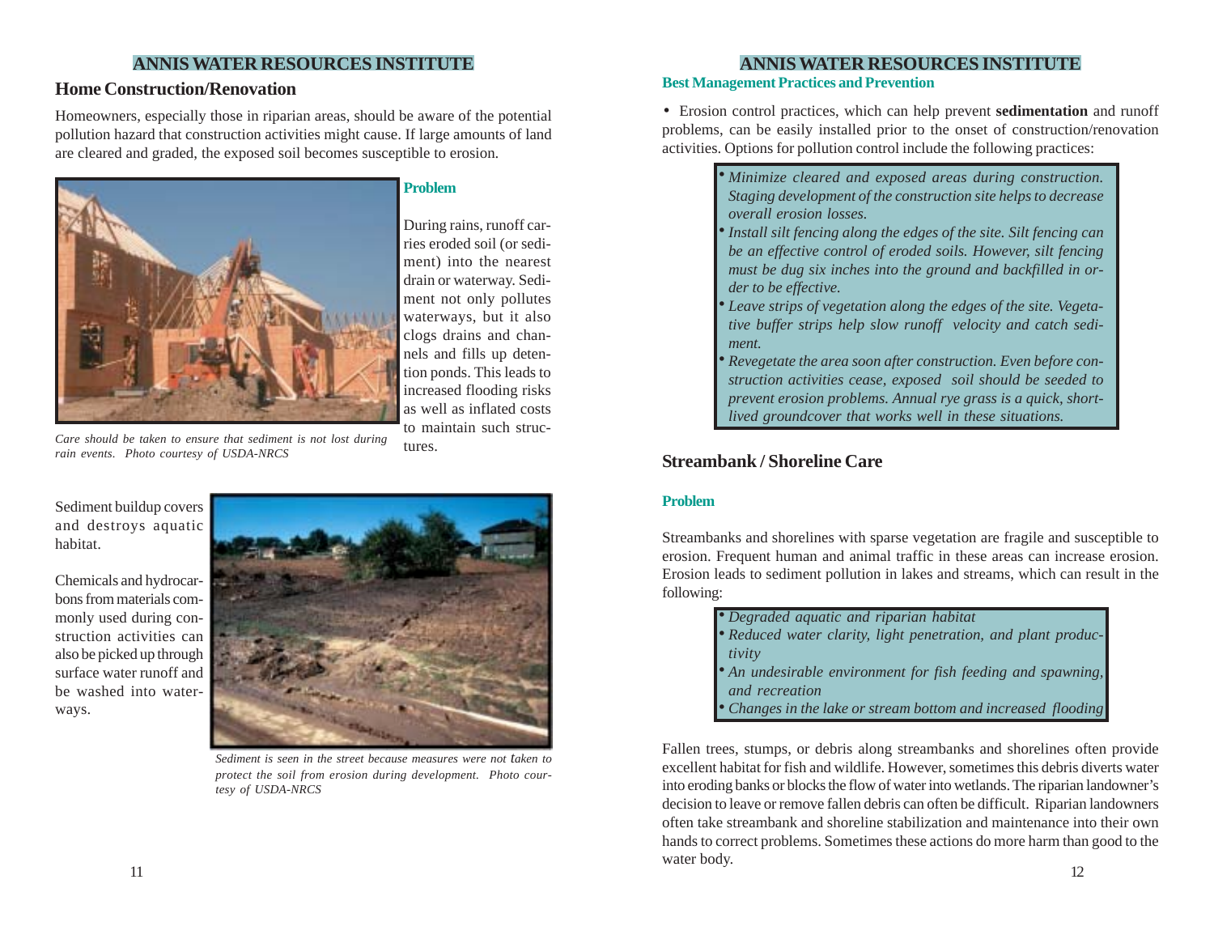## Home Construction/Renovation

Homeowners, especially those in riparian areas, should be aware of the potential pollution hazard that construction activities might cause. If large amounts of land are cleared and graded, the exposed soil becomes susceptible to erosion.

*Care should be taken to ensure that sediment is not lost during rain events. Photo courtesy of USDA-NRCS*

### Problem

During rains, runoff carries eroded soil (or sediment) into the nearest drain or waterway. Sediment not only pollutes waterways, but it also clogs drains and channels and fills up detention ponds. This leads to increased flooding risks as well as inflated costs to maintain such structures.

Sediment buildup covers and destroys aquatic habitat.

Chemicals and hydrocarbons from materials commonly used during construction activities can also be picked up through surface water runoff and be washed into waterways.

*Sediment is seen in the street because measures were not taken to protect the soil from erosion during development. Photo courtesy of USDA-NRCS*

### Best Management Practices and Prevention

- Erosion control practices, which can help prevent **sedimentation** and runoff problems, can be easily installed prior to the onset of construction/renovation activities. Options for pollution control include the following practices:

> - *Minimize cleared and exposed areas during construction. Staging development of the construction site helps to decrease overall erosion losses.*
> - *Install silt fencing along the edges of the site. Silt fencing can be an effective control of eroded soils. However, silt fencing must be dug six inches into the ground and backfilled in order to be effective.*
> - *Leave strips of vegetation along the edges of the site. Vegetative buffer strips help slow runoff velocity and catch sediment.*
> - *Revegetate the area soon after construction. Even before construction activities cease, exposed soil should be seeded to prevent erosion problems. Annual rye grass is a quick, short-lived groundcover that works well in these situations.*

## Streambank / Shoreline Care

### Problem

Streambanks and shorelines with sparse vegetation are fragile and susceptible to erosion. Frequent human and animal traffic in these areas can increase erosion. Erosion leads to sediment pollution in lakes and streams, which can result in the following:

> - *Degraded aquatic and riparian habitat*
> - *Reduced water clarity, light penetration, and plant productivity*
> - *An undesirable environment for fish feeding and spawning, and recreation*
> - *Changes in the lake or stream bottom and increased flooding*

Fallen trees, stumps, or debris along streambanks and shorelines often provide excellent habitat for fish and wildlife. However, sometimes this debris diverts water into eroding banks or blocks the flow of water into wetlands. The riparian landowner's decision to leave or remove fallen debris can often be difficult. Riparian landowners often take streambank and shoreline stabilization and maintenance into their own hands to correct problems. Sometimes these actions do more harm than good to the water body.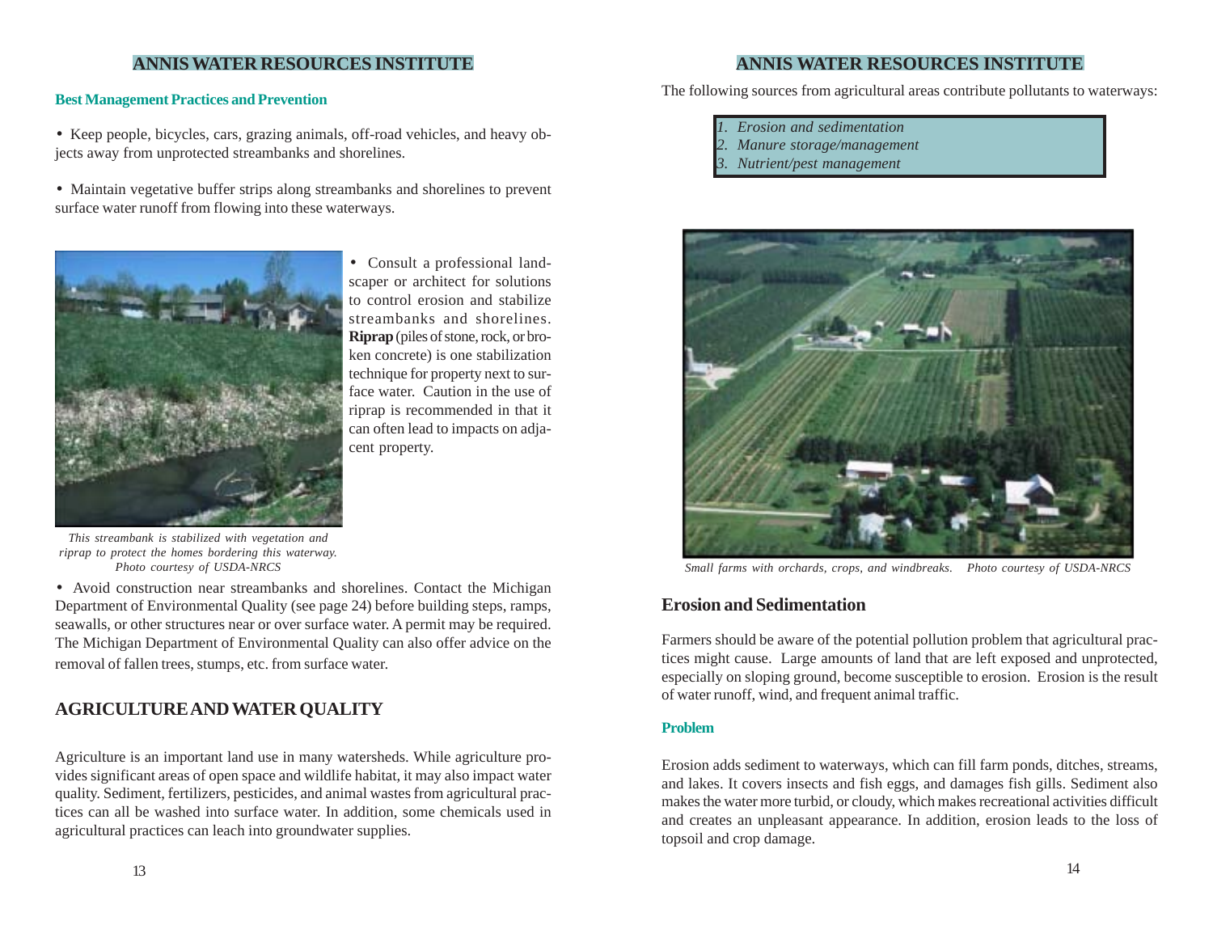### Best Management Practices and Prevention

- Keep people, bicycles, cars, grazing animals, off-road vehicles, and heavy objects away from unprotected streambanks and shorelines.

- Maintain vegetative buffer strips along streambanks and shorelines to prevent surface water runoff from flowing into these waterways.

- Consult a professional landscaper or architect for solutions to control erosion and stabilize streambanks and shorelines. **Riprap** (piles of stone, rock, or broken concrete) is one stabilization technique for property next to surface water. Caution in the use of riprap is recommended in that it can often lead to impacts on adjacent property.

*This streambank is stabilized with vegetation and riprap to protect the homes bordering this waterway. Photo courtesy of USDA-NRCS*

- Avoid construction near streambanks and shorelines. Contact the Michigan Department of Environmental Quality (see page 24) before building steps, ramps, seawalls, or other structures near or over surface water. A permit may be required. The Michigan Department of Environmental Quality can also offer advice on the removal of fallen trees, stumps, etc. from surface water.

## AGRICULTURE AND WATER QUALITY

Agriculture is an important land use in many watersheds. While agriculture provides significant areas of open space and wildlife habitat, it may also impact water quality. Sediment, fertilizers, pesticides, and animal wastes from agricultural practices can all be washed into surface water. In addition, some chemicals used in agricultural practices can leach into groundwater supplies.

The following sources from agricultural areas contribute pollutants to waterways:

1. *Erosion and sedimentation*
2. *Manure storage/management*
3. *Nutrient/pest management*

*Small farms with orchards, crops, and windbreaks. Photo courtesy of USDA-NRCS*

## Erosion and Sedimentation

Farmers should be aware of the potential pollution problem that agricultural practices might cause. Large amounts of land that are left exposed and unprotected, especially on sloping ground, become susceptible to erosion. Erosion is the result of water runoff, wind, and frequent animal traffic.

### Problem

Erosion adds sediment to waterways, which can fill farm ponds, ditches, streams, and lakes. It covers insects and fish eggs, and damages fish gills. Sediment also makes the water more turbid, or cloudy, which makes recreational activities difficult and creates an unpleasant appearance. In addition, erosion leads to the loss of topsoil and crop damage.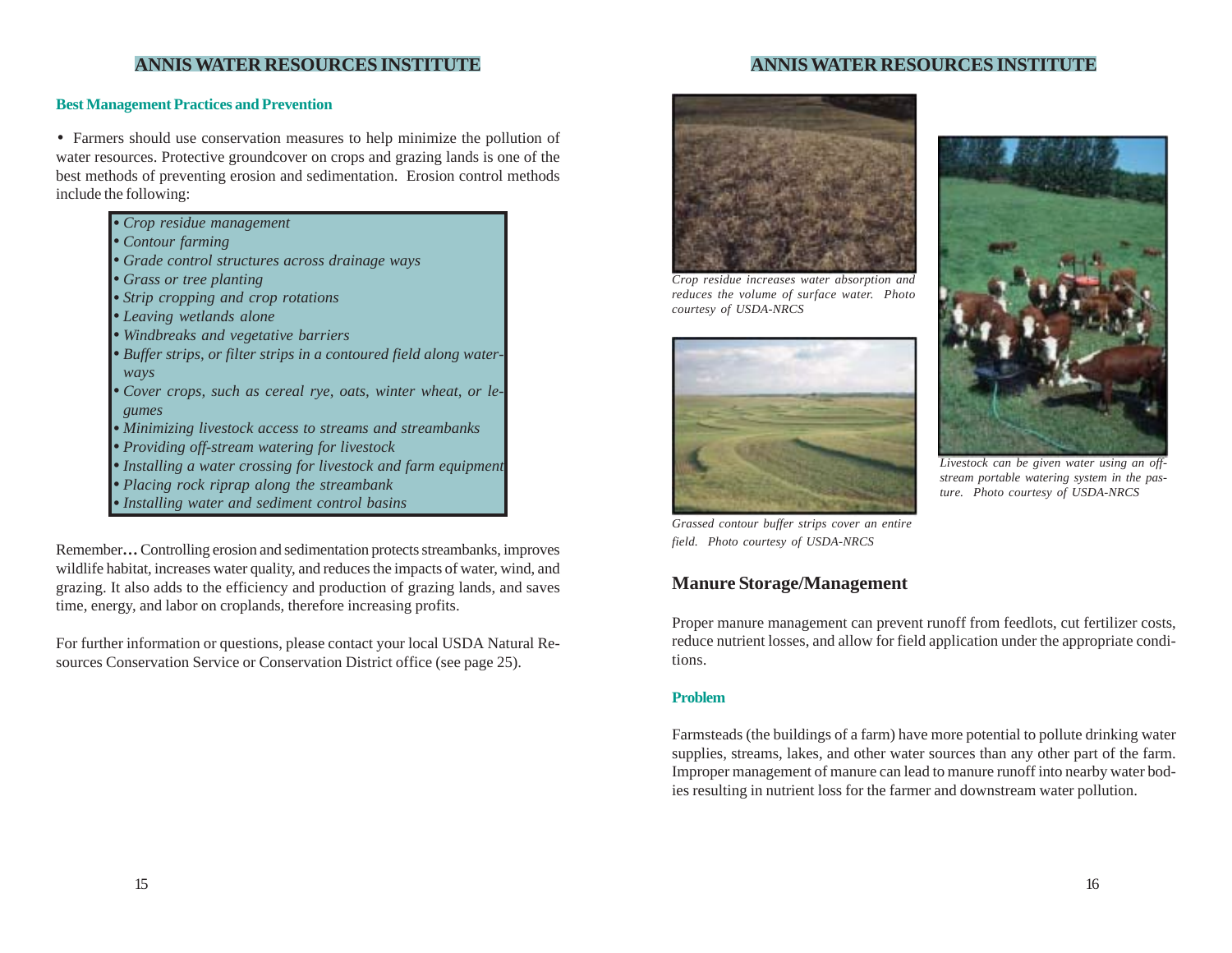### Best Management Practices and Prevention

- Farmers should use conservation measures to help minimize the pollution of water resources. Protective groundcover on crops and grazing lands is one of the best methods of preventing erosion and sedimentation. Erosion control methods include the following:

  - *Crop residue management*
  - *Contour farming*
  - *Grade control structures across drainage ways*
  - *Grass or tree planting*
  - *Strip cropping and crop rotations*
  - *Leaving wetlands alone*
  - *Windbreaks and vegetative barriers*
  - *Buffer strips, or filter strips in a contoured field along waterways*
  - *Cover crops, such as cereal rye, oats, winter wheat, or legumes*
  - *Minimizing livestock access to streams and streambanks*
  - *Providing off-stream watering for livestock*
  - *Installing a water crossing for livestock and farm equipment*
  - *Placing rock riprap along the streambank*
  - *Installing water and sediment control basins*

Remember**…** Controlling erosion and sedimentation protects streambanks, improves wildlife habitat, increases water quality, and reduces the impacts of water, wind, and grazing. It also adds to the efficiency and production of grazing lands, and saves time, energy, and labor on croplands, therefore increasing profits.

For further information or questions, please contact your local USDA Natural Resources Conservation Service or Conservation District office (see page 25).

*Crop residue increases water absorption and reduces the volume of surface water. Photo courtesy of USDA-NRCS*

*Grassed contour buffer strips cover an entire field. Photo courtesy of USDA-NRCS*

*Livestock can be given water using an off-stream portable watering system in the pasture. Photo courtesy of USDA-NRCS*

## Manure Storage/Management

Proper manure management can prevent runoff from feedlots, cut fertilizer costs, reduce nutrient losses, and allow for field application under the appropriate conditions.

### Problem

Farmsteads (the buildings of a farm) have more potential to pollute drinking water supplies, streams, lakes, and other water sources than any other part of the farm. Improper management of manure can lead to manure runoff into nearby water bodies resulting in nutrient loss for the farmer and downstream water pollution.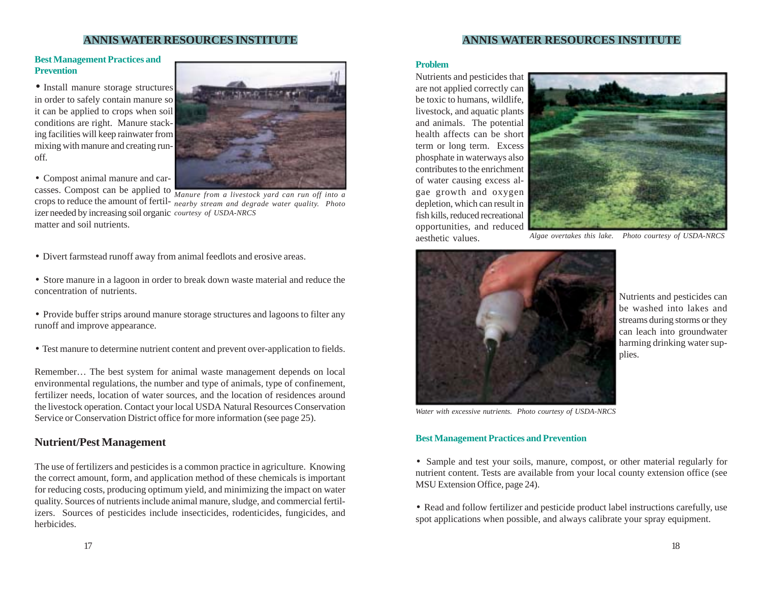### Best Management Practices and Prevention

- Install manure storage structures in order to safely contain manure so it can be applied to crops when soil conditions are right. Manure stacking facilities will keep rainwater from mixing with manure and creating runoff.

- Compost animal manure and carcasses. Compost can be applied to crops to reduce the amount of fertilizer needed by increasing soil organic matter and soil nutrients.

*Manure from a livestock yard can run off into a nearby stream and degrade water quality. Photo courtesy of USDA-NRCS*

- Divert farmstead runoff away from animal feedlots and erosive areas.

- Store manure in a lagoon in order to break down waste material and reduce the concentration of nutrients.

- Provide buffer strips around manure storage structures and lagoons to filter any runoff and improve appearance.

- Test manure to determine nutrient content and prevent over-application to fields.

Remember… The best system for animal waste management depends on local environmental regulations, the number and type of animals, type of confinement, fertilizer needs, location of water sources, and the location of residences around the livestock operation. Contact your local USDA Natural Resources Conservation Service or Conservation District office for more information (see page 25).

## Nutrient/Pest Management

The use of fertilizers and pesticides is a common practice in agriculture. Knowing the correct amount, form, and application method of these chemicals is important for reducing costs, producing optimum yield, and minimizing the impact on water quality. Sources of nutrients include animal manure, sludge, and commercial fertilizers. Sources of pesticides include insecticides, rodenticides, fungicides, and herbicides.

### Problem

Nutrients and pesticides that are not applied correctly can be toxic to humans, wildlife, livestock, and aquatic plants and animals. The potential health affects can be short term or long term. Excess phosphate in waterways also contributes to the enrichment of water causing excess algae growth and oxygen depletion, which can result in fish kills, reduced recreational opportunities, and reduced aesthetic values.

*Algae overtakes this lake. Photo courtesy of USDA-NRCS*

Nutrients and pesticides can be washed into lakes and streams during storms or they can leach into groundwater harming drinking water supplies.

*Water with excessive nutrients. Photo courtesy of USDA-NRCS*

### Best Management Practices and Prevention

- Sample and test your soils, manure, compost, or other material regularly for nutrient content. Tests are available from your local county extension office (see MSU Extension Office, page 24).

- Read and follow fertilizer and pesticide product label instructions carefully, use spot applications when possible, and always calibrate your spray equipment.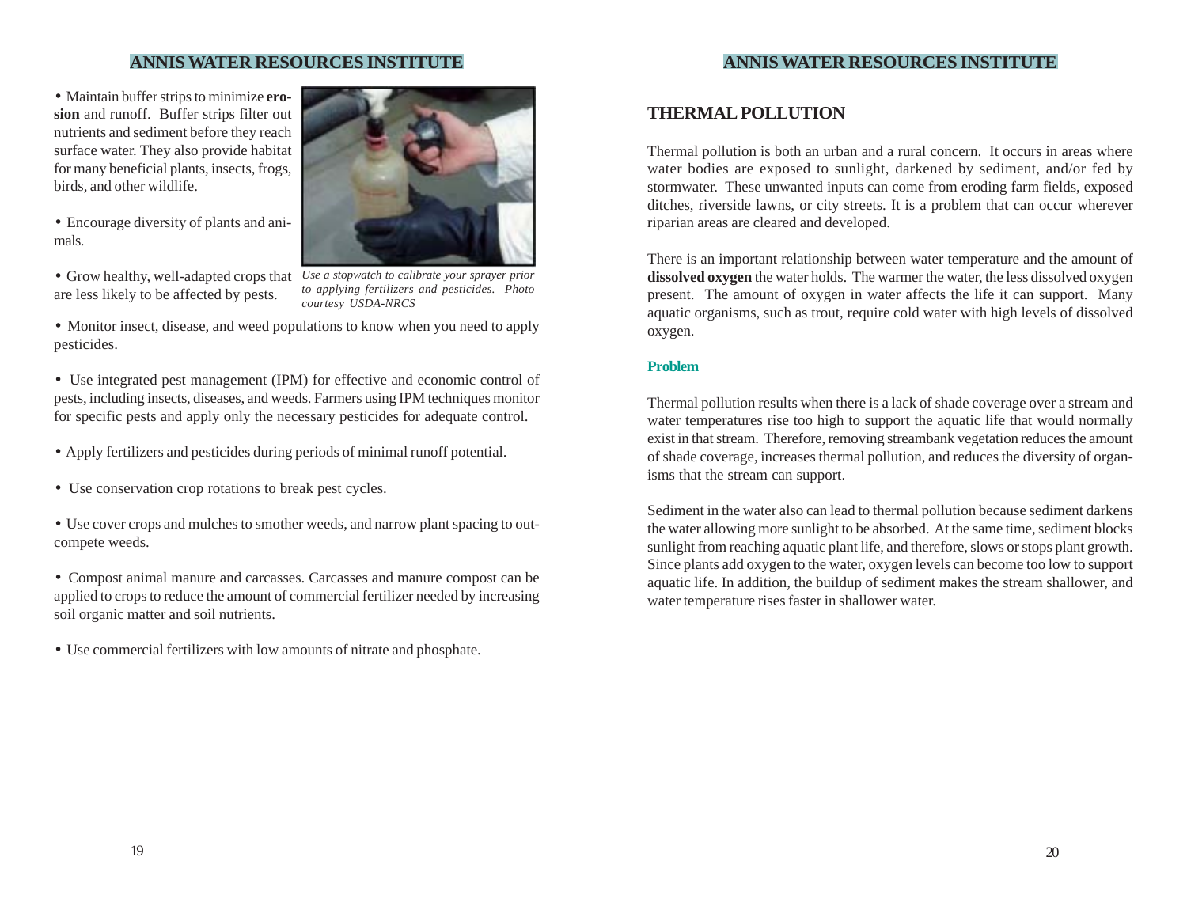• Maintain buffer strips to minimize **erosion** and runoff. Buffer strips filter out nutrients and sediment before they reach surface water. They also provide habitat for many beneficial plants, insects, frogs, birds, and other wildlife.

• Encourage diversity of plants and animals.

• Grow healthy, well-adapted crops that are less likely to be affected by pests.

*Use a stopwatch to calibrate your sprayer prior to applying fertilizers and pesticides. Photo courtesy USDA-NRCS*

• Monitor insect, disease, and weed populations to know when you need to apply pesticides.

• Use integrated pest management (IPM) for effective and economic control of pests, including insects, diseases, and weeds. Farmers using IPM techniques monitor for specific pests and apply only the necessary pesticides for adequate control.

• Apply fertilizers and pesticides during periods of minimal runoff potential.

• Use conservation crop rotations to break pest cycles.

• Use cover crops and mulches to smother weeds, and narrow plant spacing to outcompete weeds.

• Compost animal manure and carcasses. Carcasses and manure compost can be applied to crops to reduce the amount of commercial fertilizer needed by increasing soil organic matter and soil nutrients.

• Use commercial fertilizers with low amounts of nitrate and phosphate.

## THERMAL POLLUTION

Thermal pollution is both an urban and a rural concern. It occurs in areas where water bodies are exposed to sunlight, darkened by sediment, and/or fed by stormwater. These unwanted inputs can come from eroding farm fields, exposed ditches, riverside lawns, or city streets. It is a problem that can occur wherever riparian areas are cleared and developed.

There is an important relationship between water temperature and the amount of **dissolved oxygen** the water holds. The warmer the water, the less dissolved oxygen present. The amount of oxygen in water affects the life it can support. Many aquatic organisms, such as trout, require cold water with high levels of dissolved oxygen.

### Problem

Thermal pollution results when there is a lack of shade coverage over a stream and water temperatures rise too high to support the aquatic life that would normally exist in that stream. Therefore, removing streambank vegetation reduces the amount of shade coverage, increases thermal pollution, and reduces the diversity of organisms that the stream can support.

Sediment in the water also can lead to thermal pollution because sediment darkens the water allowing more sunlight to be absorbed. At the same time, sediment blocks sunlight from reaching aquatic plant life, and therefore, slows or stops plant growth. Since plants add oxygen to the water, oxygen levels can become too low to support aquatic life. In addition, the buildup of sediment makes the stream shallower, and water temperature rises faster in shallower water.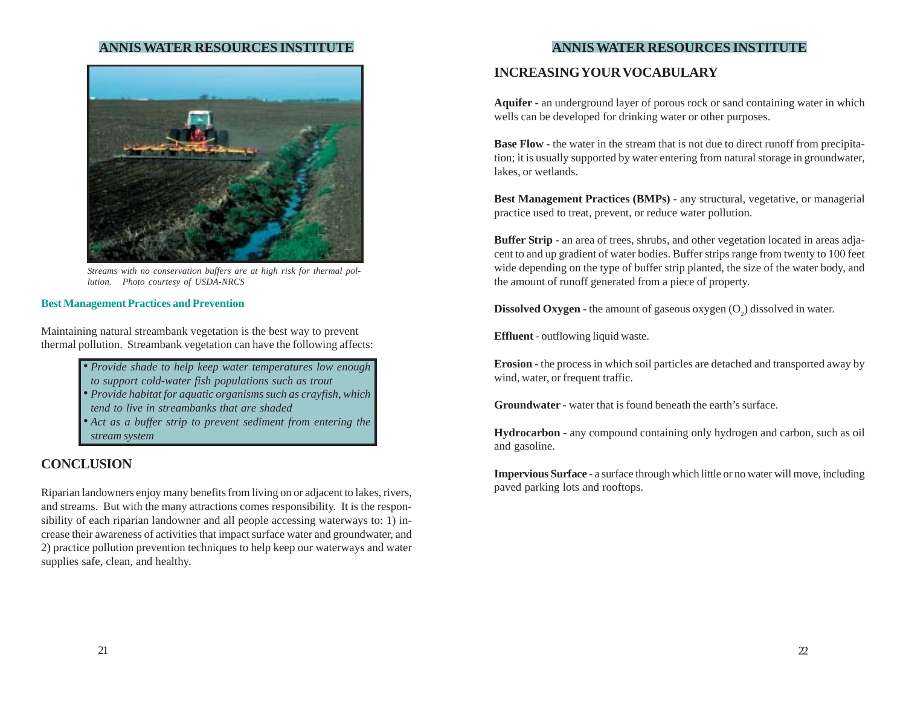*Streams with no conservation buffers are at high risk for thermal pollution. Photo courtesy of USDA-NRCS*

### Best Management Practices and Prevention

Maintaining natural streambank vegetation is the best way to prevent thermal pollution. Streambank vegetation can have the following affects:

- *Provide shade to help keep water temperatures low enough to support cold-water fish populations such as trout*
- *Provide habitat for aquatic organisms such as crayfish, which tend to live in streambanks that are shaded*
- *Act as a buffer strip to prevent sediment from entering the stream system*

## CONCLUSION

Riparian landowners enjoy many benefits from living on or adjacent to lakes, rivers, and streams. But with the many attractions comes responsibility. It is the responsibility of each riparian landowner and all people accessing waterways to: 1) increase their awareness of activities that impact surface water and groundwater, and 2) practice pollution prevention techniques to help keep our waterways and water supplies safe, clean, and healthy.

## INCREASING YOUR VOCABULARY

**Aquifer -** an underground layer of porous rock or sand containing water in which wells can be developed for drinking water or other purposes.

**Base Flow -** the water in the stream that is not due to direct runoff from precipitation; it is usually supported by water entering from natural storage in groundwater, lakes, or wetlands.

**Best Management Practices (BMPs) -** any structural, vegetative, or managerial practice used to treat, prevent, or reduce water pollution.

**Buffer Strip -** an area of trees, shrubs, and other vegetation located in areas adjacent to and up gradient of water bodies. Buffer strips range from twenty to 100 feet wide depending on the type of buffer strip planted, the size of the water body, and the amount of runoff generated from a piece of property.

**Dissolved Oxygen -** the amount of gaseous oxygen ($O_2$) dissolved in water.

**Effluent** - outflowing liquid waste.

**Erosion -** the process in which soil particles are detached and transported away by wind, water, or frequent traffic.

**Groundwater -** water that is found beneath the earth's surface.

**Hydrocarbon** - any compound containing only hydrogen and carbon, such as oil and gasoline.

**Impervious Surface** - a surface through which little or no water will move, including paved parking lots and rooftops.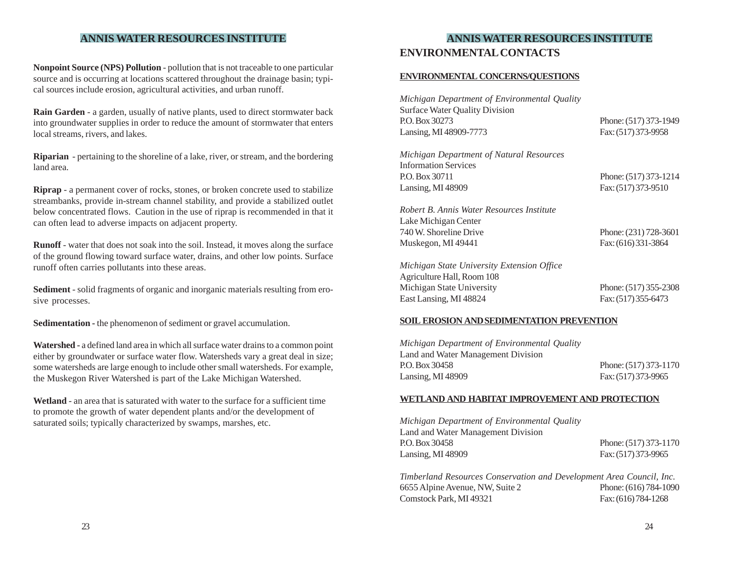Nonpoint Source (NPS) Pollution - pollution that is not traceable to one particular source and is occurring at locations scattered throughout the drainage basin; typical sources include erosion, agricultural activities, and urban runoff.

**Rain Garden** - a garden, usually of native plants, used to direct stormwater back into groundwater supplies in order to reduce the amount of stormwater that enters local streams, rivers, and lakes.

**Riparian** - pertaining to the shoreline of a lake, river, or stream, and the bordering land area.

**Riprap** - a permanent cover of rocks, stones, or broken concrete used to stabilize streambanks, provide in-stream channel stability, and provide a stabilized outlet below concentrated flows. Caution in the use of riprap is recommended in that it can often lead to adverse impacts on adjacent property.

**Runoff** - water that does not soak into the soil. Instead, it moves along the surface of the ground flowing toward surface water, drains, and other low points. Surface runoff often carries pollutants into these areas.

**Sediment** - solid fragments of organic and inorganic materials resulting from erosive processes.

**Sedimentation -** the phenomenon of sediment or gravel accumulation.

**Watershed -** a defined land area in which all surface water drains to a common point either by groundwater or surface water flow. Watersheds vary a great deal in size; some watersheds are large enough to include other small watersheds. For example, the Muskegon River Watershed is part of the Lake Michigan Watershed.

**Wetland** - an area that is saturated with water to the surface for a sufficient time to promote the growth of water dependent plants and/or the development of saturated soils; typically characterized by swamps, marshes, etc.

## ENVIRONMENTAL CONTACTS

### ENVIRONMENTAL CONCERNS/QUESTIONS

*Michigan Department of Environmental Quality*
Surface Water Quality Division
P.O. Box 30273 — Phone: (517) 373-1949
Lansing, MI 48909-7773 — Fax: (517) 373-9958

*Michigan Department of Natural Resources*
Information Services
P.O. Box 30711 — Phone: (517) 373-1214
Lansing, MI 48909 — Fax: (517) 373-9510

*Robert B. Annis Water Resources Institute*
Lake Michigan Center
740 W. Shoreline Drive — Phone: (231) 728-3601
Muskegon, MI 49441 — Fax: (616) 331-3864

*Michigan State University Extension Office*
Agriculture Hall, Room 108
Michigan State University — Phone: (517) 355-2308
East Lansing, MI 48824 — Fax: (517) 355-6473

### SOIL EROSION AND SEDIMENTATION PREVENTION

*Michigan Department of Environmental Quality*
Land and Water Management Division
P.O. Box 30458 — Phone: (517) 373-1170
Lansing, MI 48909 — Fax: (517) 373-9965

### WETLAND AND HABITAT IMPROVEMENT AND PROTECTION

*Michigan Department of Environmental Quality*
Land and Water Management Division
P.O. Box 30458 — Phone: (517) 373-1170
Lansing, MI 48909 — Fax: (517) 373-9965

*Timberland Resources Conservation and Development Area Council, Inc.*
6655 Alpine Avenue, NW, Suite 2 — Phone: (616) 784-1090
Comstock Park, MI 49321 — Fax: (616) 784-1268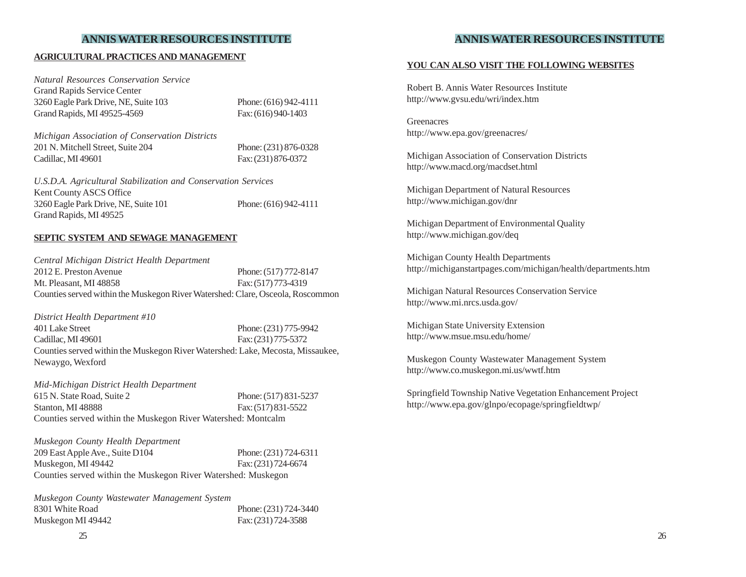## ANNIS WATER RESOURCES INSTITUTE

### AGRICULTURAL PRACTICES AND MANAGEMENT

*Natural Resources Conservation Service*
Grand Rapids Service Center
3260 Eagle Park Drive, NE, Suite 103 — Phone: (616) 942-4111
Grand Rapids, MI 49525-4569 — Fax: (616) 940-1403

*Michigan Association of Conservation Districts*
201 N. Mitchell Street, Suite 204 — Phone: (231) 876-0328
Cadillac, MI 49601 — Fax: (231) 876-0372

*U.S.D.A. Agricultural Stabilization and Conservation Services*
Kent County ASCS Office
3260 Eagle Park Drive, NE, Suite 101 — Phone: (616) 942-4111
Grand Rapids, MI 49525

### SEPTIC SYSTEM AND SEWAGE MANAGEMENT

*Central Michigan District Health Department*
2012 E. Preston Avenue — Phone: (517) 772-8147
Mt. Pleasant, MI 48858 — Fax: (517) 773-4319
Counties served within the Muskegon River Watershed: Clare, Osceola, Roscommon

*District Health Department #10*
401 Lake Street — Phone: (231) 775-9942
Cadillac, MI 49601 — Fax: (231) 775-5372
Counties served within the Muskegon River Watershed: Lake, Mecosta, Missaukee, Newaygo, Wexford

*Mid-Michigan District Health Department*
615 N. State Road, Suite 2 — Phone: (517) 831-5237
Stanton, MI 48888 — Fax: (517) 831-5522
Counties served within the Muskegon River Watershed: Montcalm

*Muskegon County Health Department*
209 East Apple Ave., Suite D104 — Phone: (231) 724-6311
Muskegon, MI 49442 — Fax: (231) 724-6674
Counties served within the Muskegon River Watershed: Muskegon

*Muskegon County Wastewater Management System*
8301 White Road — Phone: (231) 724-3440
Muskegon MI 49442 — Fax: (231) 724-3588

## ANNIS WATER RESOURCES INSTITUTE

### YOU CAN ALSO VISIT THE FOLLOWING WEBSITES

Robert B. Annis Water Resources Institute
http://www.gvsu.edu/wri/index.htm

Greenacres
http://www.epa.gov/greenacres/

Michigan Association of Conservation Districts
http://www.macd.org/macdset.html

Michigan Department of Natural Resources
http://www.michigan.gov/dnr

Michigan Department of Environmental Quality
http://www.michigan.gov/deq

Michigan County Health Departments
http://michiganstartpages.com/michigan/health/departments.htm

Michigan Natural Resources Conservation Service
http://www.mi.nrcs.usda.gov/

Michigan State University Extension
http://www.msue.msu.edu/home/

Muskegon County Wastewater Management System
http://www.co.muskegon.mi.us/wwtf.htm

Springfield Township Native Vegetation Enhancement Project
http://www.epa.gov/glnpo/ecopage/springfieldtwp/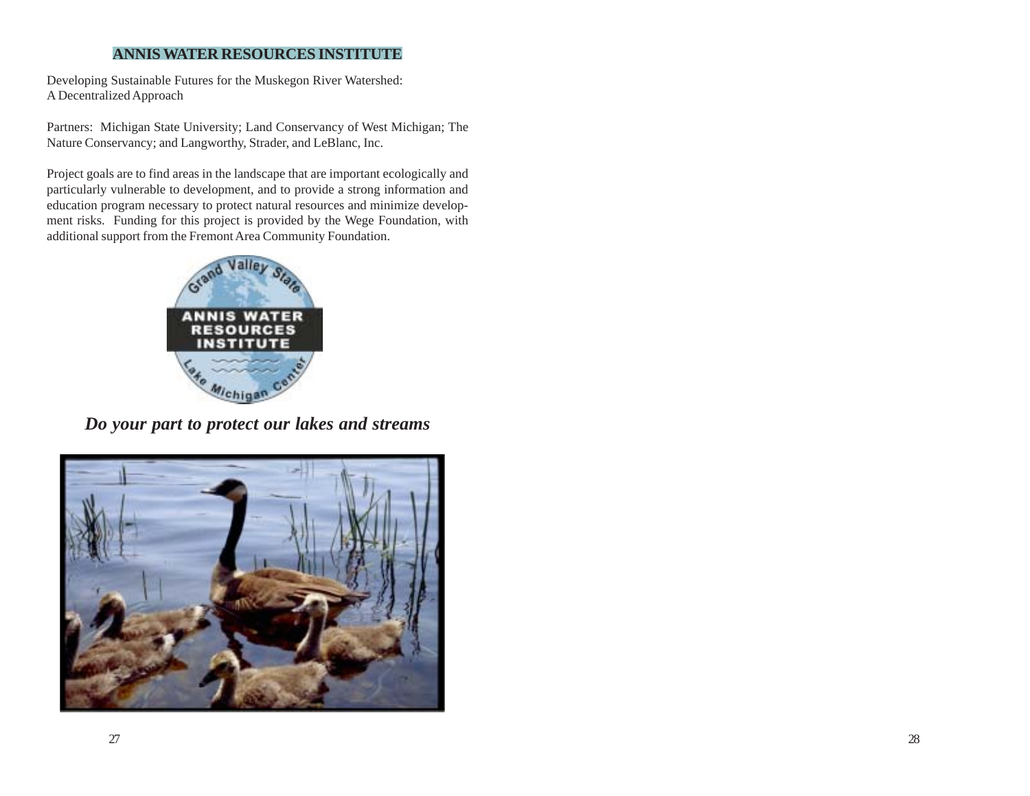## ANNIS WATER RESOURCES INSTITUTE

Developing Sustainable Futures for the Muskegon River Watershed:
A Decentralized Approach

Partners: Michigan State University; Land Conservancy of West Michigan; The Nature Conservancy; and Langworthy, Strader, and LeBlanc, Inc.

Project goals are to find areas in the landscape that are important ecologically and particularly vulnerable to development, and to provide a strong information and education program necessary to protect natural resources and minimize development risks. Funding for this project is provided by the Wege Foundation, with additional support from the Fremont Area Community Foundation.

***Do your part to protect our lakes and streams***